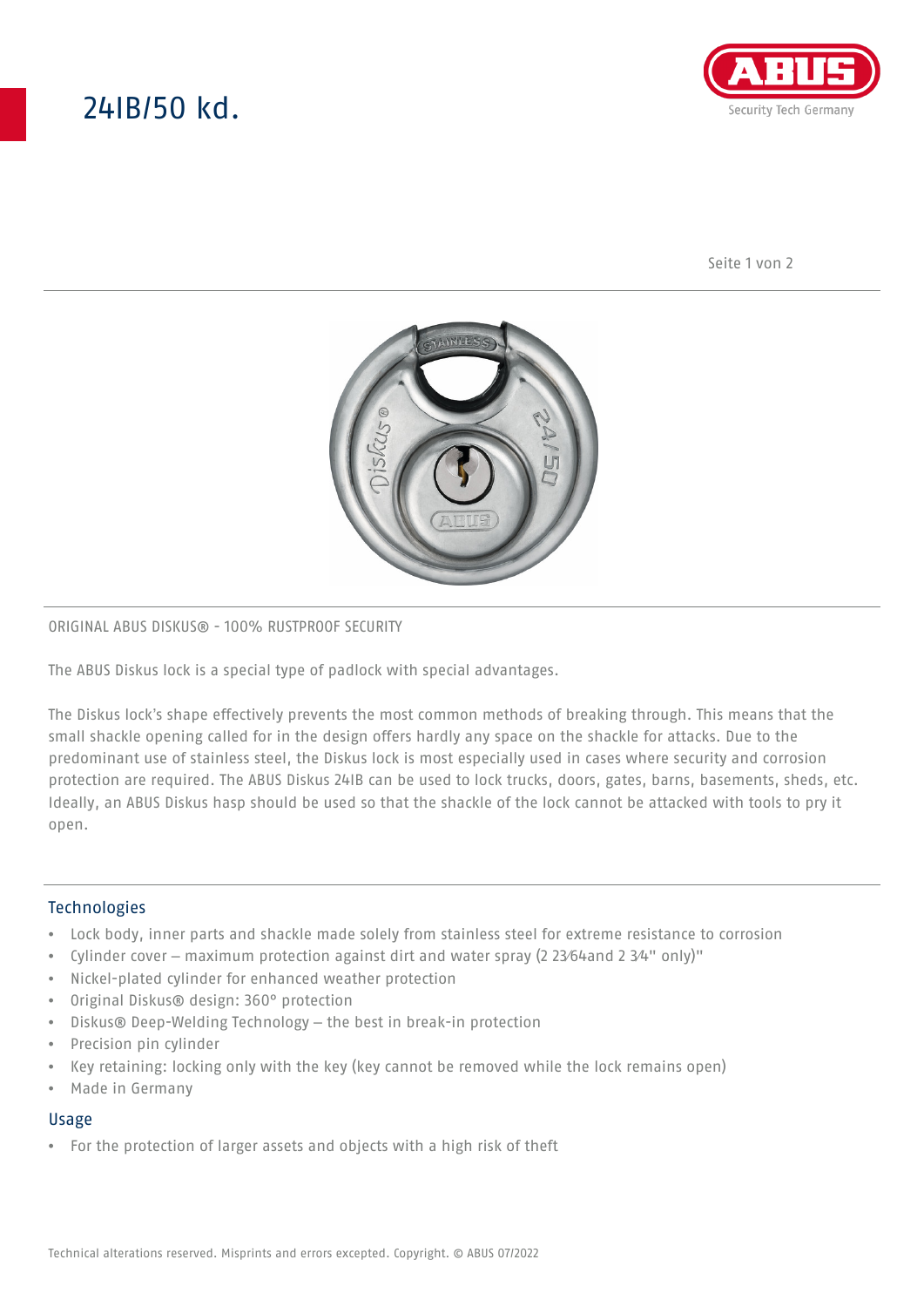# 24IB/50 kd.

ORIGINAL ABUS DISKUS® - 100% RUSTPROOF SECURITY

The ABUS Diskus lock is a special type of padlock with special advantages.

The Diskus lock's shape effectively prevents the most common methods of breaking through. This means that the small shackle opening called for in the design offers hardly any space on the shackle for attacks. Due to the predominant use of stainless steel, the Diskus lock is most especially used in cases where security and corrosion protection are required. The ABUS Diskus 24IB can be used to lock trucks, doors, gates, barns, basements, sheds, etc. Ideally, an ABUS Diskus hasp should be used so that the shackle of the lock cannot be attacked with tools to pry it open.

## Technologies

- Lock body, inner parts and shackle made solely from stainless steel for extreme resistance to corrosion
- Cylinder cover – maximum protection against dirt and water spray (2 23⁄64and 2 3⁄4" only)"
- Nickel-plated cylinder for enhanced weather protection
- Original Diskus® design: 360° protection
- Diskus® Deep-Welding Technology – the best in break-in protection
- Precision pin cylinder
- Key retaining: locking only with the key (key cannot be removed while the lock remains open)
- Made in Germany

## Usage

- For the protection of larger assets and objects with a high risk of theft

Technical alterations reserved. Misprints and errors excepted. Copyright. © ABUS 07/2022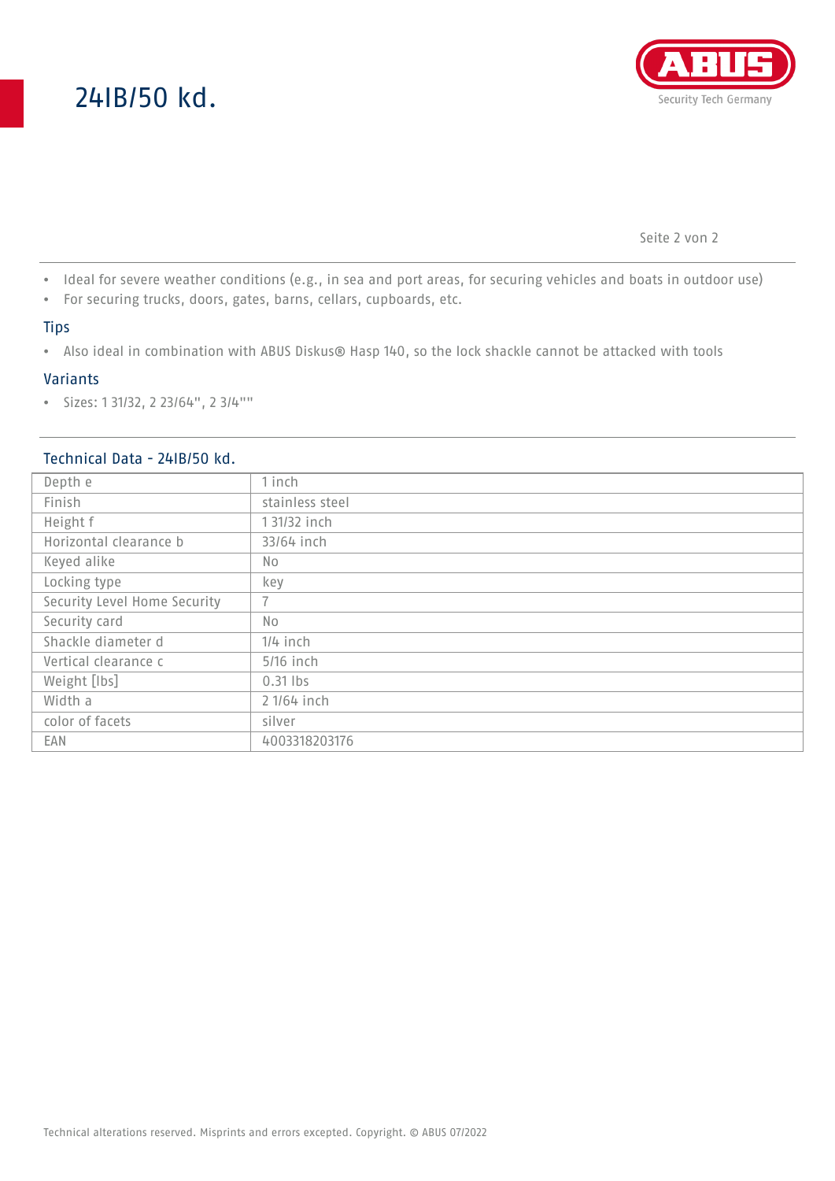# 24IB/50 kd.

- Ideal for severe weather conditions (e.g., in sea and port areas, for securing vehicles and boats in outdoor use)
- For securing trucks, doors, gates, barns, cellars, cupboards, etc.

## Tips

- Also ideal in combination with ABUS Diskus® Hasp 140, so the lock shackle cannot be attacked with tools

## Variants

- Sizes: 1 31/32, 2 23/64", 2 3/4""

## Technical Data - 24IB/50 kd.

| | |
|---|---|
| Depth e | 1 inch |
| Finish | stainless steel |
| Height f | 1 31/32 inch |
| Horizontal clearance b | 33/64 inch |
| Keyed alike | No |
| Locking type | key |
| Security Level Home Security | 7 |
| Security card | No |
| Shackle diameter d | 1/4 inch |
| Vertical clearance c | 5/16 inch |
| Weight [lbs] | 0.31 lbs |
| Width a | 2 1/64 inch |
| color of facets | silver |
| EAN | 4003318203176 |

Technical alterations reserved. Misprints and errors excepted. Copyright. © ABUS 07/2022